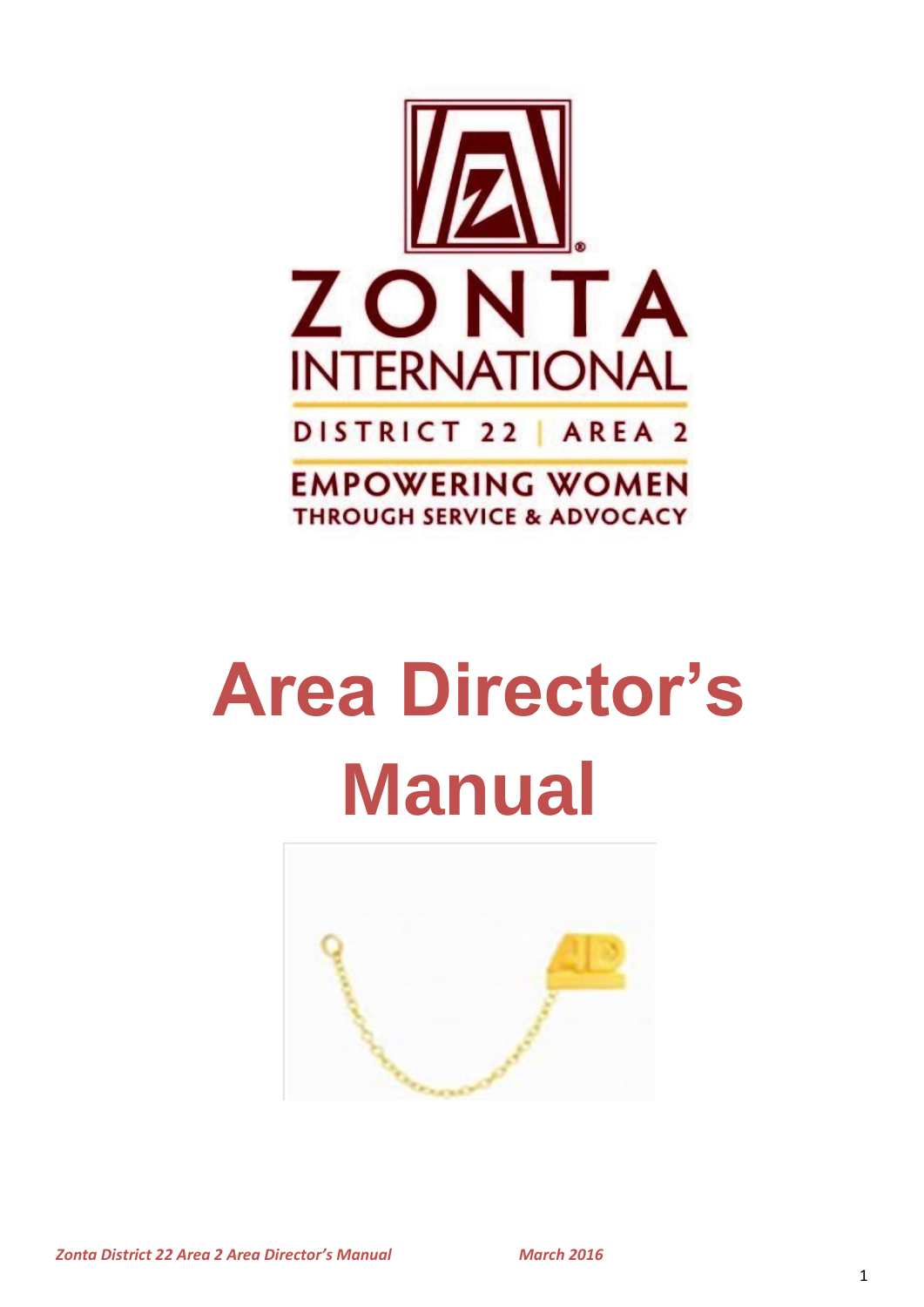ZONTA INTERNATIONAL

DISTRICT 22 | AREA 2

EMPOWERING WOMEN THROUGH SERVICE & ADVOCACY

# Area Director's Manual

*Zonta District 22 Area 2 Area Director's Manual* *March 2016*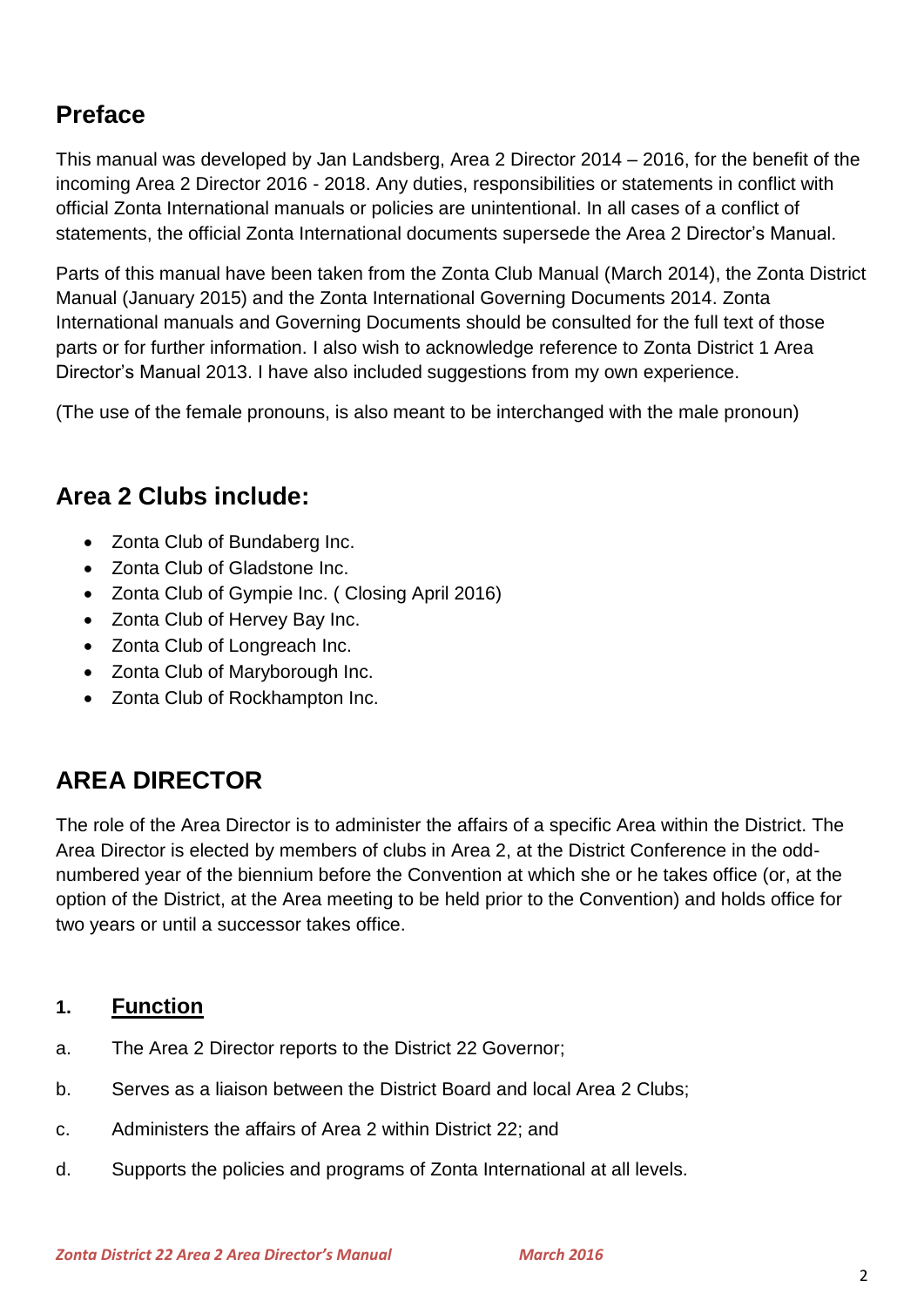## Preface

This manual was developed by Jan Landsberg, Area 2 Director 2014 – 2016, for the benefit of the incoming Area 2 Director 2016 - 2018. Any duties, responsibilities or statements in conflict with official Zonta International manuals or policies are unintentional. In all cases of a conflict of statements, the official Zonta International documents supersede the Area 2 Director's Manual.

Parts of this manual have been taken from the Zonta Club Manual (March 2014), the Zonta District Manual (January 2015) and the Zonta International Governing Documents 2014. Zonta International manuals and Governing Documents should be consulted for the full text of those parts or for further information. I also wish to acknowledge reference to Zonta District 1 Area Director's Manual 2013. I have also included suggestions from my own experience.

(The use of the female pronouns, is also meant to be interchanged with the male pronoun)

## Area 2 Clubs include:

- Zonta Club of Bundaberg Inc.
- Zonta Club of Gladstone Inc.
- Zonta Club of Gympie Inc. ( Closing April 2016)
- Zonta Club of Hervey Bay Inc.
- Zonta Club of Longreach Inc.
- Zonta Club of Maryborough Inc.
- Zonta Club of Rockhampton Inc.

## AREA DIRECTOR

The role of the Area Director is to administer the affairs of a specific Area within the District. The Area Director is elected by members of clubs in Area 2, at the District Conference in the odd-numbered year of the biennium before the Convention at which she or he takes office (or, at the option of the District, at the Area meeting to be held prior to the Convention) and holds office for two years or until a successor takes office.

### 1. Function

a. The Area 2 Director reports to the District 22 Governor;

b. Serves as a liaison between the District Board and local Area 2 Clubs;

c. Administers the affairs of Area 2 within District 22; and

d. Supports the policies and programs of Zonta International at all levels.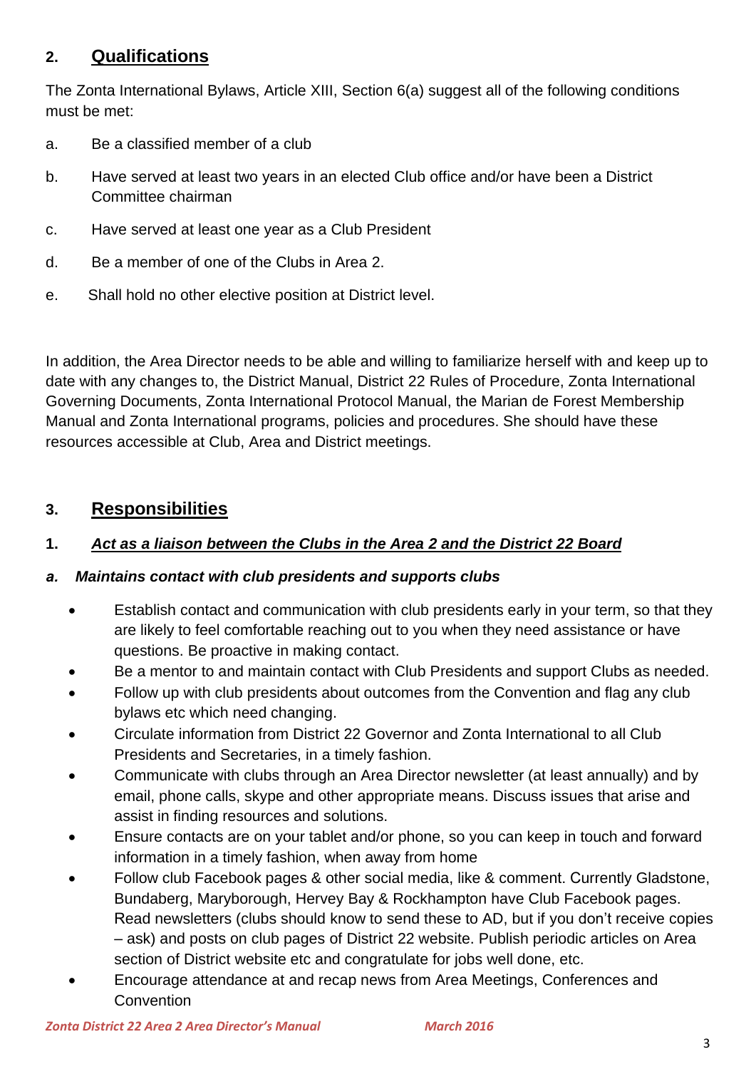## 2. Qualifications

The Zonta International Bylaws, Article XIII, Section 6(a) suggest all of the following conditions must be met:

a. Be a classified member of a club

b. Have served at least two years in an elected Club office and/or have been a District Committee chairman

c. Have served at least one year as a Club President

d. Be a member of one of the Clubs in Area 2.

e. Shall hold no other elective position at District level.

In addition, the Area Director needs to be able and willing to familiarize herself with and keep up to date with any changes to, the District Manual, District 22 Rules of Procedure, Zonta International Governing Documents, Zonta International Protocol Manual, the Marian de Forest Membership Manual and Zonta International programs, policies and procedures. She should have these resources accessible at Club, Area and District meetings.

## 3. Responsibilities

### 1. *Act as a liaison between the Clubs in the Area 2 and the District 22 Board*

#### *a. Maintains contact with club presidents and supports clubs*

- Establish contact and communication with club presidents early in your term, so that they are likely to feel comfortable reaching out to you when they need assistance or have questions. Be proactive in making contact.
- Be a mentor to and maintain contact with Club Presidents and support Clubs as needed.
- Follow up with club presidents about outcomes from the Convention and flag any club bylaws etc which need changing.
- Circulate information from District 22 Governor and Zonta International to all Club Presidents and Secretaries, in a timely fashion.
- Communicate with clubs through an Area Director newsletter (at least annually) and by email, phone calls, skype and other appropriate means. Discuss issues that arise and assist in finding resources and solutions.
- Ensure contacts are on your tablet and/or phone, so you can keep in touch and forward information in a timely fashion, when away from home
- Follow club Facebook pages & other social media, like & comment. Currently Gladstone, Bundaberg, Maryborough, Hervey Bay & Rockhampton have Club Facebook pages. Read newsletters (clubs should know to send these to AD, but if you don't receive copies – ask) and posts on club pages of District 22 website. Publish periodic articles on Area section of District website etc and congratulate for jobs well done, etc.
- Encourage attendance at and recap news from Area Meetings, Conferences and Convention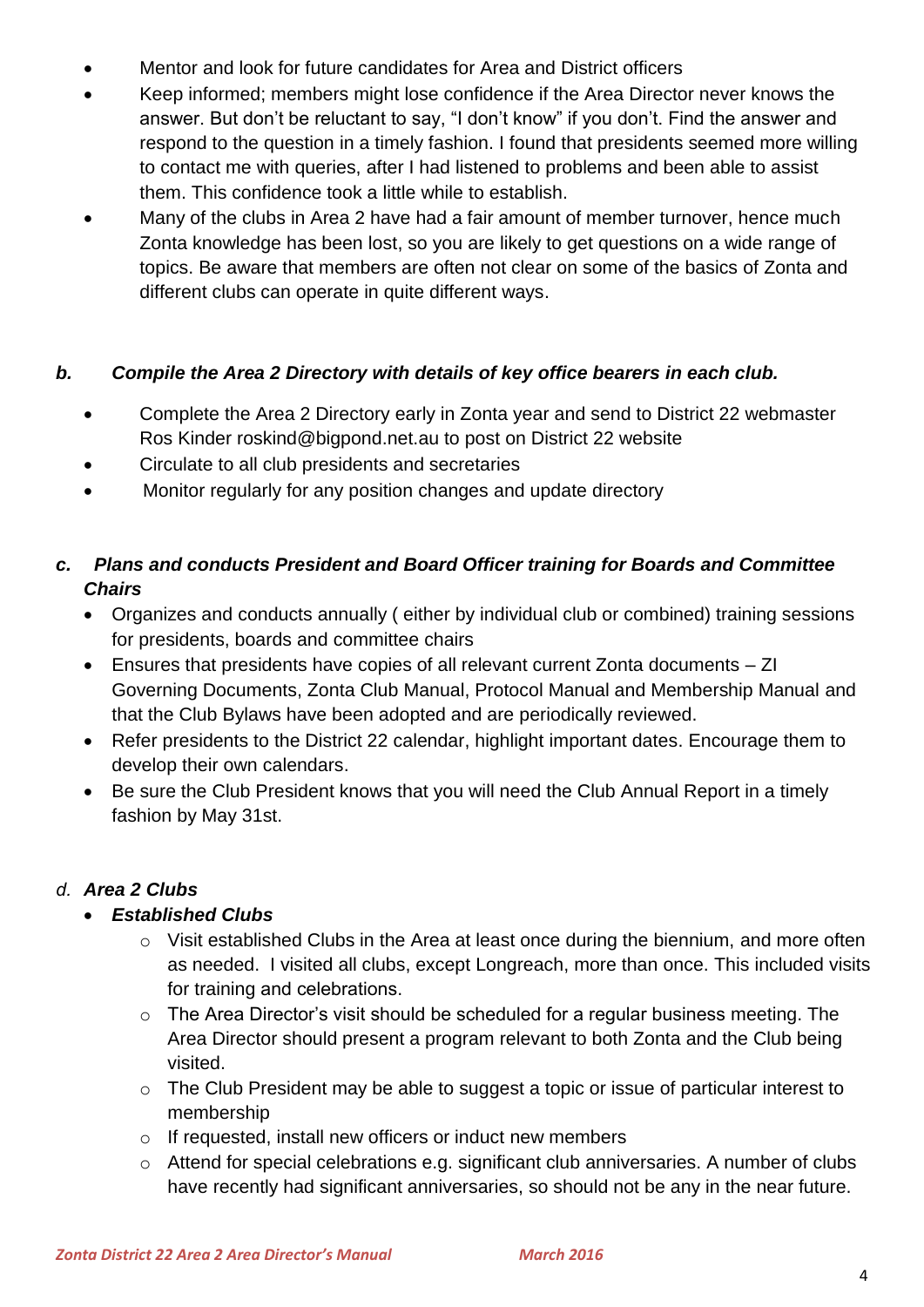- Mentor and look for future candidates for Area and District officers
- Keep informed; members might lose confidence if the Area Director never knows the answer. But don't be reluctant to say, "I don't know" if you don't. Find the answer and respond to the question in a timely fashion. I found that presidents seemed more willing to contact me with queries, after I had listened to problems and been able to assist them. This confidence took a little while to establish.
- Many of the clubs in Area 2 have had a fair amount of member turnover, hence much Zonta knowledge has been lost, so you are likely to get questions on a wide range of topics. Be aware that members are often not clear on some of the basics of Zonta and different clubs can operate in quite different ways.

***b. Compile the Area 2 Directory with details of key office bearers in each club.***

- Complete the Area 2 Directory early in Zonta year and send to District 22 webmaster Ros Kinder roskind@bigpond.net.au to post on District 22 website
- Circulate to all club presidents and secretaries
- Monitor regularly for any position changes and update directory

***c. Plans and conducts President and Board Officer training for Boards and Committee Chairs***

- Organizes and conducts annually ( either by individual club or combined) training sessions for presidents, boards and committee chairs
- Ensures that presidents have copies of all relevant current Zonta documents – ZI Governing Documents, Zonta Club Manual, Protocol Manual and Membership Manual and that the Club Bylaws have been adopted and are periodically reviewed.
- Refer presidents to the District 22 calendar, highlight important dates. Encourage them to develop their own calendars.
- Be sure the Club President knows that you will need the Club Annual Report in a timely fashion by May 31st.

*d.* ***Area 2 Clubs***

- ***Established Clubs***
  - Visit established Clubs in the Area at least once during the biennium, and more often as needed. I visited all clubs, except Longreach, more than once. This included visits for training and celebrations.
  - The Area Director's visit should be scheduled for a regular business meeting. The Area Director should present a program relevant to both Zonta and the Club being visited.
  - The Club President may be able to suggest a topic or issue of particular interest to membership
  - If requested, install new officers or induct new members
  - Attend for special celebrations e.g. significant club anniversaries. A number of clubs have recently had significant anniversaries, so should not be any in the near future.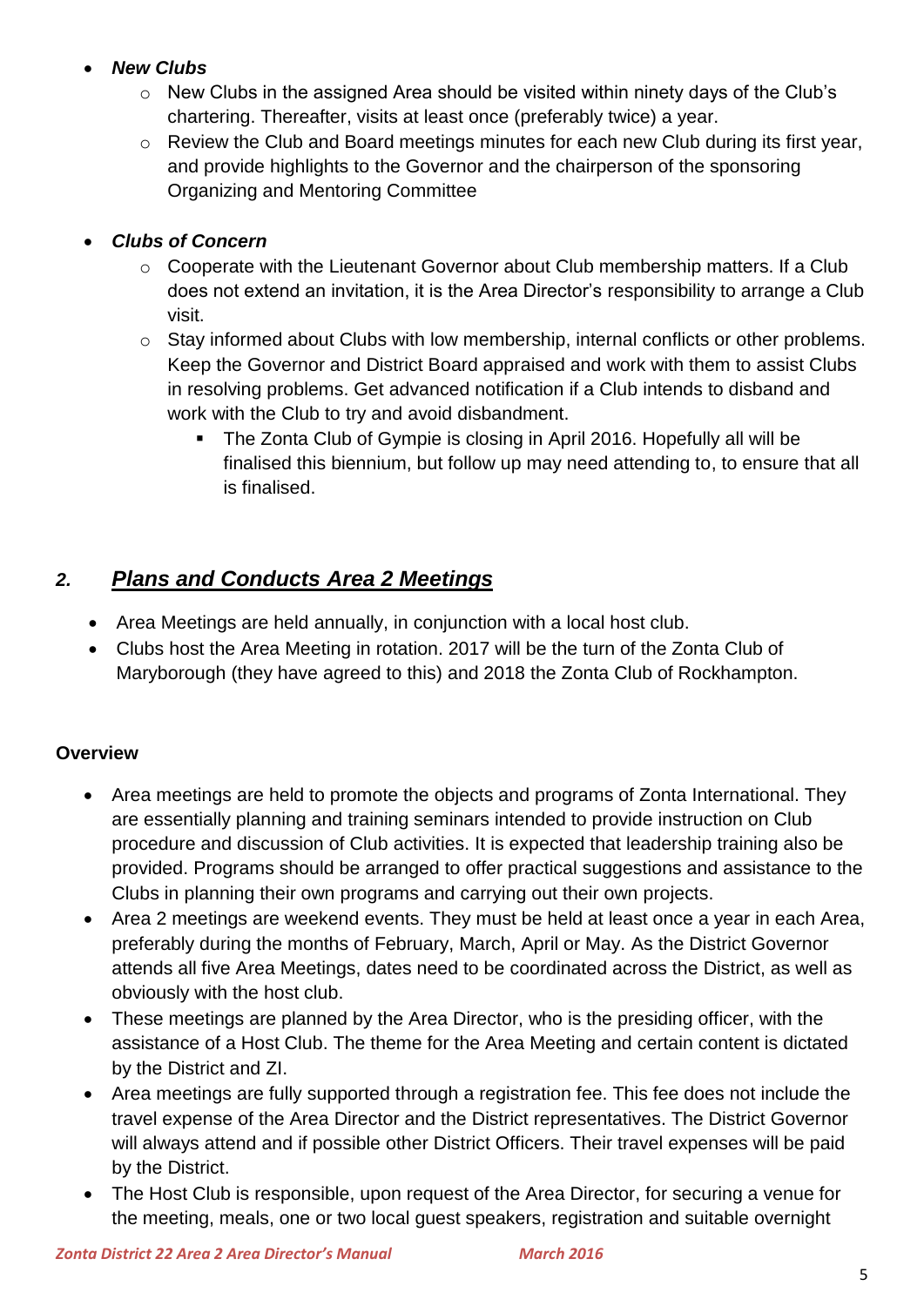- ***New Clubs***
    - New Clubs in the assigned Area should be visited within ninety days of the Club's chartering. Thereafter, visits at least once (preferably twice) a year.
    - Review the Club and Board meetings minutes for each new Club during its first year, and provide highlights to the Governor and the chairperson of the sponsoring Organizing and Mentoring Committee

- ***Clubs of Concern***
    - Cooperate with the Lieutenant Governor about Club membership matters. If a Club does not extend an invitation, it is the Area Director's responsibility to arrange a Club visit.
    - Stay informed about Clubs with low membership, internal conflicts or other problems. Keep the Governor and District Board appraised and work with them to assist Clubs in resolving problems. Get advanced notification if a Club intends to disband and work with the Club to try and avoid disbandment.
        - The Zonta Club of Gympie is closing in April 2016. Hopefully all will be finalised this biennium, but follow up may need attending to, to ensure that all is finalised.

## *2. Plans and Conducts Area 2 Meetings*

- Area Meetings are held annually, in conjunction with a local host club.
- Clubs host the Area Meeting in rotation. 2017 will be the turn of the Zonta Club of Maryborough (they have agreed to this) and 2018 the Zonta Club of Rockhampton.

**Overview**

- Area meetings are held to promote the objects and programs of Zonta International. They are essentially planning and training seminars intended to provide instruction on Club procedure and discussion of Club activities. It is expected that leadership training also be provided. Programs should be arranged to offer practical suggestions and assistance to the Clubs in planning their own programs and carrying out their own projects.
- Area 2 meetings are weekend events. They must be held at least once a year in each Area, preferably during the months of February, March, April or May. As the District Governor attends all five Area Meetings, dates need to be coordinated across the District, as well as obviously with the host club.
- These meetings are planned by the Area Director, who is the presiding officer, with the assistance of a Host Club. The theme for the Area Meeting and certain content is dictated by the District and ZI.
- Area meetings are fully supported through a registration fee. This fee does not include the travel expense of the Area Director and the District representatives. The District Governor will always attend and if possible other District Officers. Their travel expenses will be paid by the District.
- The Host Club is responsible, upon request of the Area Director, for securing a venue for the meeting, meals, one or two local guest speakers, registration and suitable overnight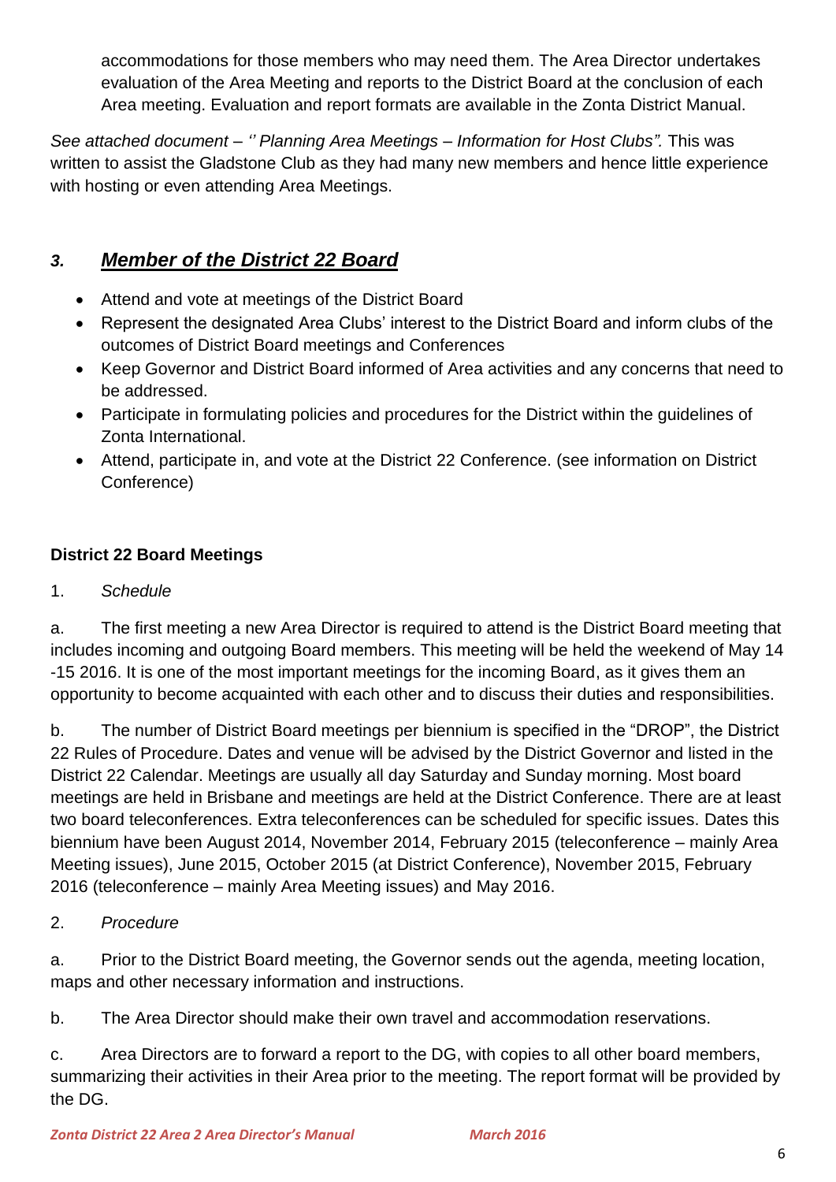accommodations for those members who may need them. The Area Director undertakes evaluation of the Area Meeting and reports to the District Board at the conclusion of each Area meeting. Evaluation and report formats are available in the Zonta District Manual.

*See attached document – '' Planning Area Meetings – Information for Host Clubs".* This was written to assist the Gladstone Club as they had many new members and hence little experience with hosting or even attending Area Meetings.

## *3. Member of the District 22 Board*

- Attend and vote at meetings of the District Board
- Represent the designated Area Clubs' interest to the District Board and inform clubs of the outcomes of District Board meetings and Conferences
- Keep Governor and District Board informed of Area activities and any concerns that need to be addressed.
- Participate in formulating policies and procedures for the District within the guidelines of Zonta International.
- Attend, participate in, and vote at the District 22 Conference. (see information on District Conference)

**District 22 Board Meetings**

1. *Schedule*

a. The first meeting a new Area Director is required to attend is the District Board meeting that includes incoming and outgoing Board members. This meeting will be held the weekend of May 14 -15 2016. It is one of the most important meetings for the incoming Board, as it gives them an opportunity to become acquainted with each other and to discuss their duties and responsibilities.

b. The number of District Board meetings per biennium is specified in the "DROP", the District 22 Rules of Procedure. Dates and venue will be advised by the District Governor and listed in the District 22 Calendar. Meetings are usually all day Saturday and Sunday morning. Most board meetings are held in Brisbane and meetings are held at the District Conference. There are at least two board teleconferences. Extra teleconferences can be scheduled for specific issues. Dates this biennium have been August 2014, November 2014, February 2015 (teleconference – mainly Area Meeting issues), June 2015, October 2015 (at District Conference), November 2015, February 2016 (teleconference – mainly Area Meeting issues) and May 2016.

2. *Procedure*

a. Prior to the District Board meeting, the Governor sends out the agenda, meeting location, maps and other necessary information and instructions.

b. The Area Director should make their own travel and accommodation reservations.

c. Area Directors are to forward a report to the DG, with copies to all other board members, summarizing their activities in their Area prior to the meeting. The report format will be provided by the DG.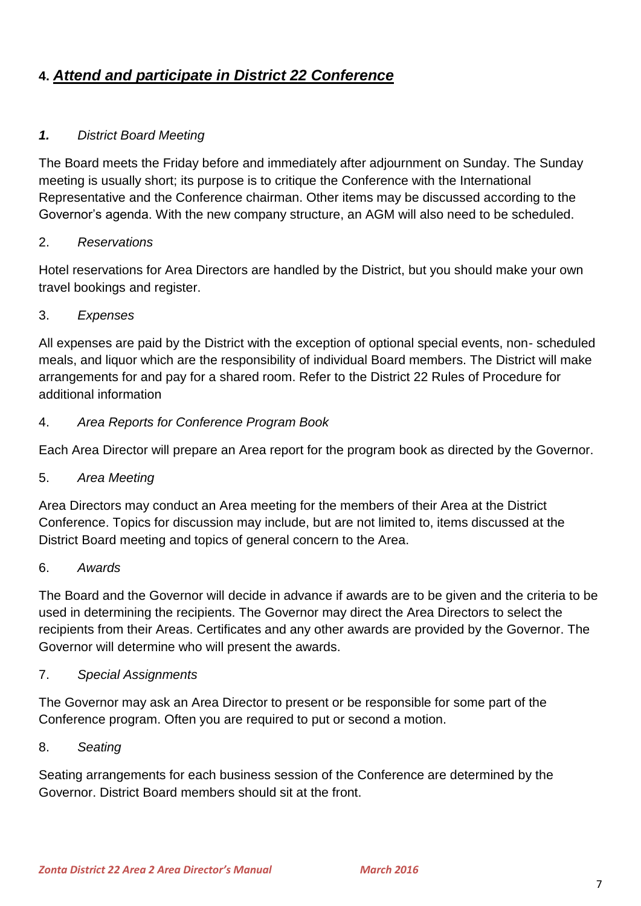## 4. ***Attend and participate in District 22 Conference***

***1.*** *District Board Meeting*

The Board meets the Friday before and immediately after adjournment on Sunday. The Sunday meeting is usually short; its purpose is to critique the Conference with the International Representative and the Conference chairman. Other items may be discussed according to the Governor's agenda. With the new company structure, an AGM will also need to be scheduled.

2. *Reservations*

Hotel reservations for Area Directors are handled by the District, but you should make your own travel bookings and register.

3. *Expenses*

All expenses are paid by the District with the exception of optional special events, non- scheduled meals, and liquor which are the responsibility of individual Board members. The District will make arrangements for and pay for a shared room. Refer to the District 22 Rules of Procedure for additional information

4. *Area Reports for Conference Program Book*

Each Area Director will prepare an Area report for the program book as directed by the Governor.

5. *Area Meeting*

Area Directors may conduct an Area meeting for the members of their Area at the District Conference. Topics for discussion may include, but are not limited to, items discussed at the District Board meeting and topics of general concern to the Area.

6. *Awards*

The Board and the Governor will decide in advance if awards are to be given and the criteria to be used in determining the recipients. The Governor may direct the Area Directors to select the recipients from their Areas. Certificates and any other awards are provided by the Governor. The Governor will determine who will present the awards.

7. *Special Assignments*

The Governor may ask an Area Director to present or be responsible for some part of the Conference program. Often you are required to put or second a motion.

8. *Seating*

Seating arrangements for each business session of the Conference are determined by the Governor. District Board members should sit at the front.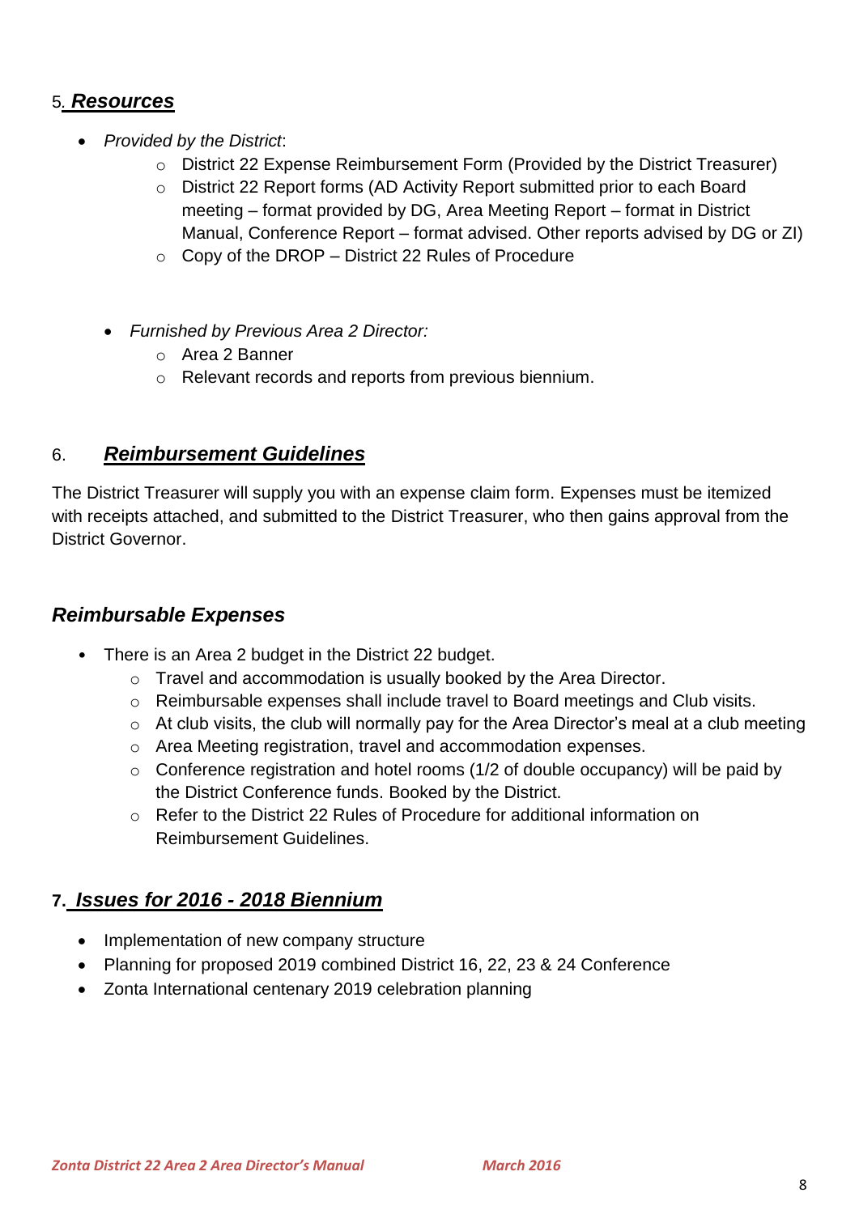## 5. ***Resources***

- *Provided by the District*:
  - District 22 Expense Reimbursement Form (Provided by the District Treasurer)
  - District 22 Report forms (AD Activity Report submitted prior to each Board meeting – format provided by DG, Area Meeting Report – format in District Manual, Conference Report – format advised. Other reports advised by DG or ZI)
  - Copy of the DROP – District 22 Rules of Procedure

- *Furnished by Previous Area 2 Director:*
  - Area 2 Banner
  - Relevant records and reports from previous biennium.

## 6. ***Reimbursement Guidelines***

The District Treasurer will supply you with an expense claim form. Expenses must be itemized with receipts attached, and submitted to the District Treasurer, who then gains approval from the District Governor.

### ***Reimbursable Expenses***

- There is an Area 2 budget in the District 22 budget.
  - Travel and accommodation is usually booked by the Area Director.
  - Reimbursable expenses shall include travel to Board meetings and Club visits.
  - At club visits, the club will normally pay for the Area Director's meal at a club meeting
  - Area Meeting registration, travel and accommodation expenses.
  - Conference registration and hotel rooms (1/2 of double occupancy) will be paid by the District Conference funds. Booked by the District.
  - Refer to the District 22 Rules of Procedure for additional information on Reimbursement Guidelines.

## 7. ***Issues for 2016 - 2018 Biennium***

- Implementation of new company structure
- Planning for proposed 2019 combined District 16, 22, 23 & 24 Conference
- Zonta International centenary 2019 celebration planning